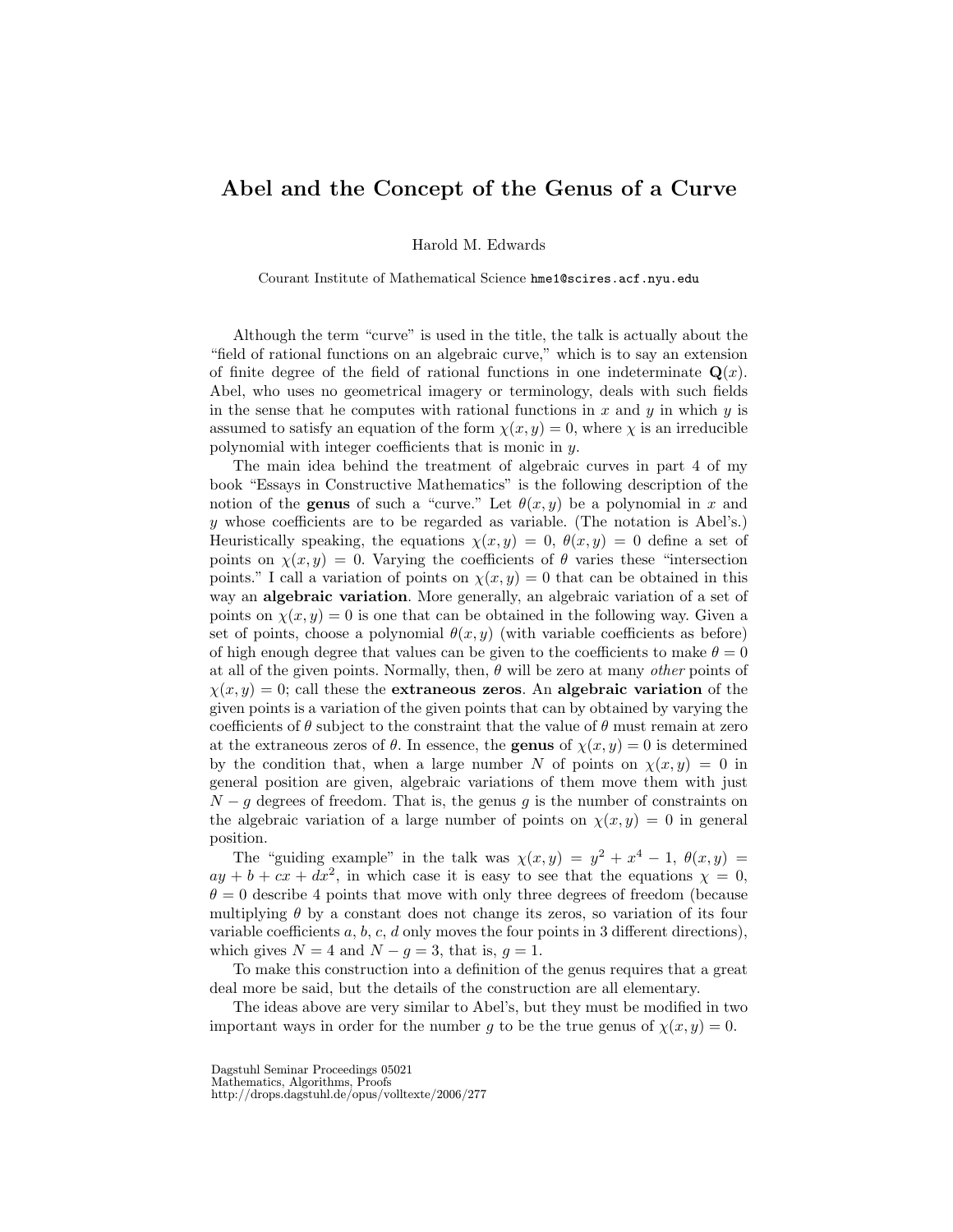# Abel and the Concept of the Genus of a Curve

Harold M. Edwards

Courant Institute of Mathematical Science hme1@scires.acf.nyu.edu

Although the term "curve" is used in the title, the talk is actually about the "field of rational functions on an algebraic curve," which is to say an extension of finite degree of the field of rational functions in one indeterminate $\mathbf{Q}(x)$. Abel, who uses no geometrical imagery or terminology, deals with such fields in the sense that he computes with rational functions in $x$ and $y$ in which $y$ is assumed to satisfy an equation of the form $\chi(x, y) = 0$, where $\chi$ is an irreducible polynomial with integer coefficients that is monic in $y$.

The main idea behind the treatment of algebraic curves in part 4 of my book "Essays in Constructive Mathematics" is the following description of the notion of the **genus** of such a "curve." Let $\theta(x, y)$ be a polynomial in $x$ and $y$ whose coefficients are to be regarded as variable. (The notation is Abel's.) Heuristically speaking, the equations $\chi(x, y) = 0$, $\theta(x, y) = 0$ define a set of points on $\chi(x, y) = 0$. Varying the coefficients of $\theta$ varies these "intersection points." I call a variation of points on $\chi(x, y) = 0$ that can be obtained in this way an **algebraic variation**. More generally, an algebraic variation of a set of points on $\chi(x, y) = 0$ is one that can be obtained in the following way. Given a set of points, choose a polynomial $\theta(x, y)$ (with variable coefficients as before) of high enough degree that values can be given to the coefficients to make $\theta = 0$ at all of the given points. Normally, then, $\theta$ will be zero at many *other* points of $\chi(x, y) = 0$; call these the **extraneous zeros**. An **algebraic variation** of the given points is a variation of the given points that can by obtained by varying the coefficients of $\theta$ subject to the constraint that the value of $\theta$ must remain at zero at the extraneous zeros of $\theta$. In essence, the **genus** of $\chi(x, y) = 0$ is determined by the condition that, when a large number $N$ of points on $\chi(x, y) = 0$ in general position are given, algebraic variations of them move them with just $N - g$ degrees of freedom. That is, the genus $g$ is the number of constraints on the algebraic variation of a large number of points on $\chi(x, y) = 0$ in general position.

The "guiding example" in the talk was $\chi(x, y) = y^2 + x^4 - 1$, $\theta(x, y) = ay + b + cx + dx^2$, in which case it is easy to see that the equations $\chi = 0$, $\theta = 0$ describe 4 points that move with only three degrees of freedom (because multiplying $\theta$ by a constant does not change its zeros, so variation of its four variable coefficients $a$, $b$, $c$, $d$ only moves the four points in 3 different directions), which gives $N = 4$ and $N - g = 3$, that is, $g = 1$.

To make this construction into a definition of the genus requires that a great deal more be said, but the details of the construction are all elementary.

The ideas above are very similar to Abel's, but they must be modified in two important ways in order for the number $g$ to be the true genus of $\chi(x, y) = 0$.

Dagstuhl Seminar Proceedings 05021
Mathematics, Algorithms, Proofs
http://drops.dagstuhl.de/opus/volltexte/2006/277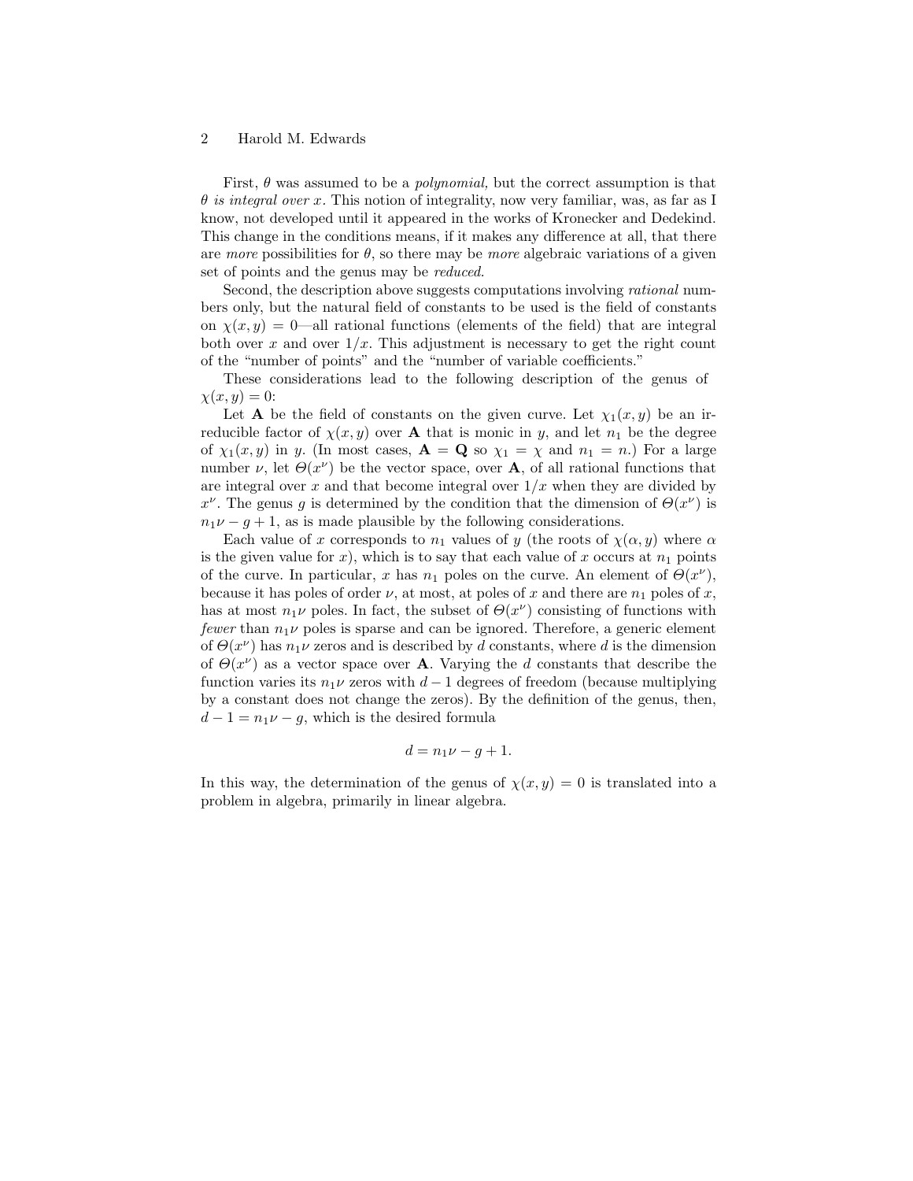First, $\theta$ was assumed to be a *polynomial,* but the correct assumption is that $\theta$ *is integral over* $x$. This notion of integrality, now very familiar, was, as far as I know, not developed until it appeared in the works of Kronecker and Dedekind. This change in the conditions means, if it makes any difference at all, that there are *more* possibilities for $\theta$, so there may be *more* algebraic variations of a given set of points and the genus may be *reduced.*

Second, the description above suggests computations involving *rational* numbers only, but the natural field of constants to be used is the field of constants on $\chi(x, y) = 0$—all rational functions (elements of the field) that are integral both over $x$ and over $1/x$. This adjustment is necessary to get the right count of the "number of points" and the "number of variable coefficients."

These considerations lead to the following description of the genus of $\chi(x, y) = 0$:

Let $\mathbf{A}$ be the field of constants on the given curve. Let $\chi_1(x, y)$ be an irreducible factor of $\chi(x, y)$ over $\mathbf{A}$ that is monic in $y$, and let $n_1$ be the degree of $\chi_1(x, y)$ in $y$. (In most cases, $\mathbf{A} = \mathbf{Q}$ so $\chi_1 = \chi$ and $n_1 = n$.) For a large number $\nu$, let $\Theta(x^\nu)$ be the vector space, over $\mathbf{A}$, of all rational functions that are integral over $x$ and that become integral over $1/x$ when they are divided by $x^\nu$. The genus $g$ is determined by the condition that the dimension of $\Theta(x^\nu)$ is $n_1\nu - g + 1$, as is made plausible by the following considerations.

Each value of $x$ corresponds to $n_1$ values of $y$ (the roots of $\chi(\alpha, y)$ where $\alpha$ is the given value for $x$), which is to say that each value of $x$ occurs at $n_1$ points of the curve. In particular, $x$ has $n_1$ poles on the curve. An element of $\Theta(x^\nu)$, because it has poles of order $\nu$, at most, at poles of $x$ and there are $n_1$ poles of $x$, has at most $n_1\nu$ poles. In fact, the subset of $\Theta(x^\nu)$ consisting of functions with *fewer* than $n_1\nu$ poles is sparse and can be ignored. Therefore, a generic element of $\Theta(x^\nu)$ has $n_1\nu$ zeros and is described by $d$ constants, where $d$ is the dimension of $\Theta(x^\nu)$ as a vector space over $\mathbf{A}$. Varying the $d$ constants that describe the function varies its $n_1\nu$ zeros with $d-1$ degrees of freedom (because multiplying by a constant does not change the zeros). By the definition of the genus, then, $d - 1 = n_1\nu - g$, which is the desired formula

$$d = n_1\nu - g + 1.$$

In this way, the determination of the genus of $\chi(x, y) = 0$ is translated into a problem in algebra, primarily in linear algebra.